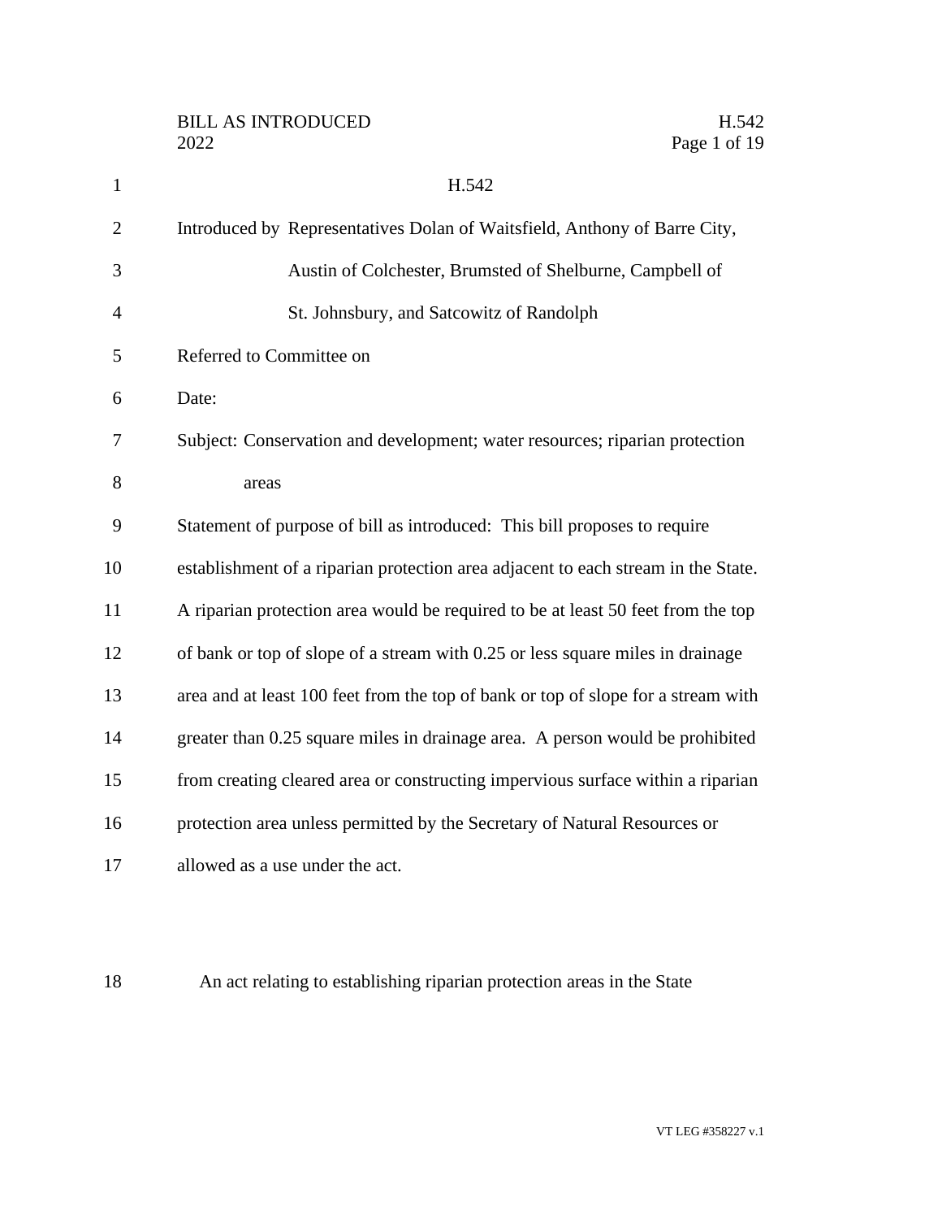# H.542

Introduced by Representatives Dolan of Waitsfield, Anthony of Barre City, Austin of Colchester, Brumsted of Shelburne, Campbell of St. Johnsbury, and Satcowitz of Randolph

Referred to Committee on

Date:

Subject: Conservation and development; water resources; riparian protection areas

Statement of purpose of bill as introduced: This bill proposes to require establishment of a riparian protection area adjacent to each stream in the State. A riparian protection area would be required to be at least 50 feet from the top of bank or top of slope of a stream with 0.25 or less square miles in drainage area and at least 100 feet from the top of bank or top of slope for a stream with greater than 0.25 square miles in drainage area. A person would be prohibited from creating cleared area or constructing impervious surface within a riparian protection area unless permitted by the Secretary of Natural Resources or allowed as a use under the act.

An act relating to establishing riparian protection areas in the State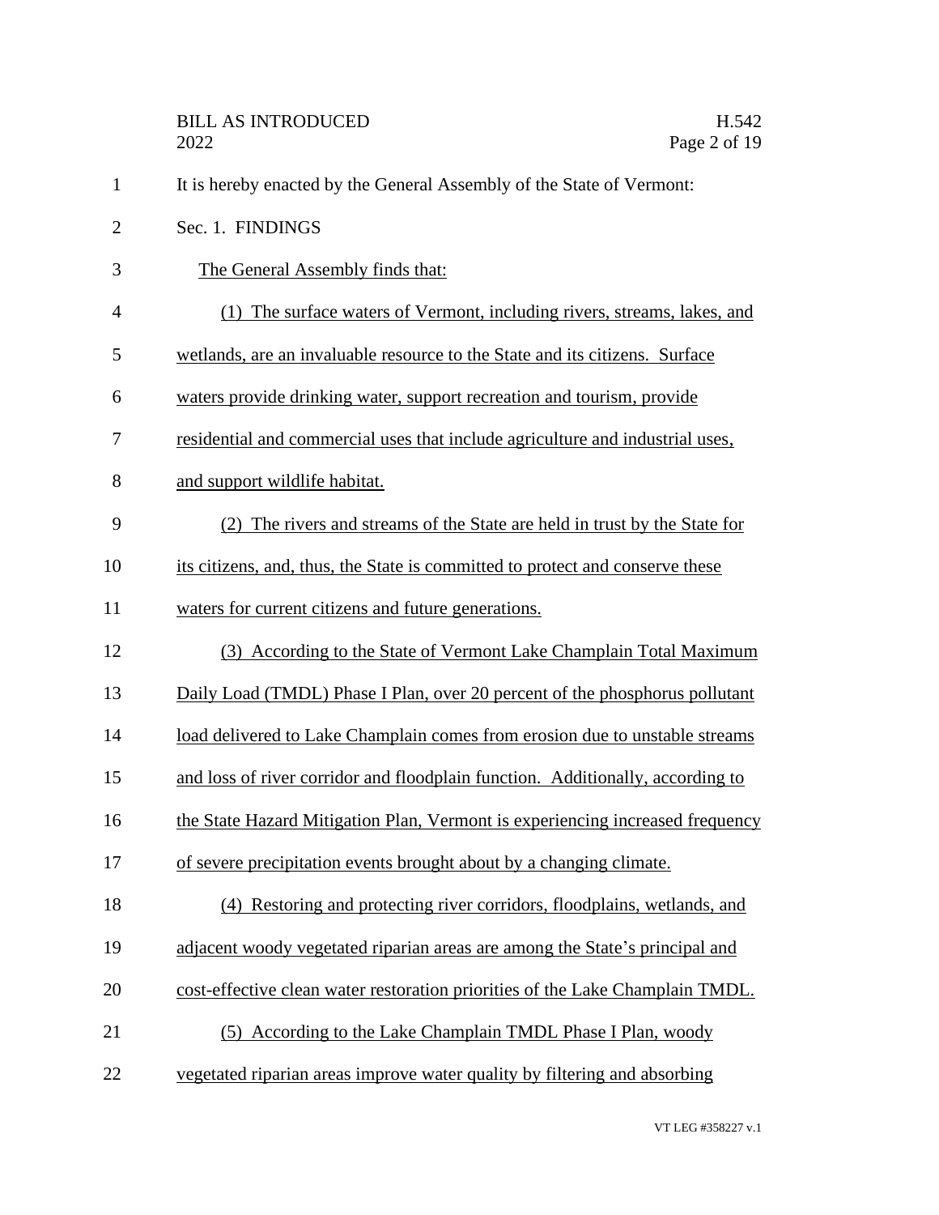It is hereby enacted by the General Assembly of the State of Vermont:

Sec. 1. FINDINGS

The General Assembly finds that:

(1) The surface waters of Vermont, including rivers, streams, lakes, and wetlands, are an invaluable resource to the State and its citizens. Surface waters provide drinking water, support recreation and tourism, provide residential and commercial uses that include agriculture and industrial uses, and support wildlife habitat.

(2) The rivers and streams of the State are held in trust by the State for its citizens, and, thus, the State is committed to protect and conserve these waters for current citizens and future generations.

(3) According to the State of Vermont Lake Champlain Total Maximum Daily Load (TMDL) Phase I Plan, over 20 percent of the phosphorus pollutant load delivered to Lake Champlain comes from erosion due to unstable streams and loss of river corridor and floodplain function. Additionally, according to the State Hazard Mitigation Plan, Vermont is experiencing increased frequency of severe precipitation events brought about by a changing climate.

(4) Restoring and protecting river corridors, floodplains, wetlands, and adjacent woody vegetated riparian areas are among the State's principal and cost-effective clean water restoration priorities of the Lake Champlain TMDL.

(5) According to the Lake Champlain TMDL Phase I Plan, woody vegetated riparian areas improve water quality by filtering and absorbing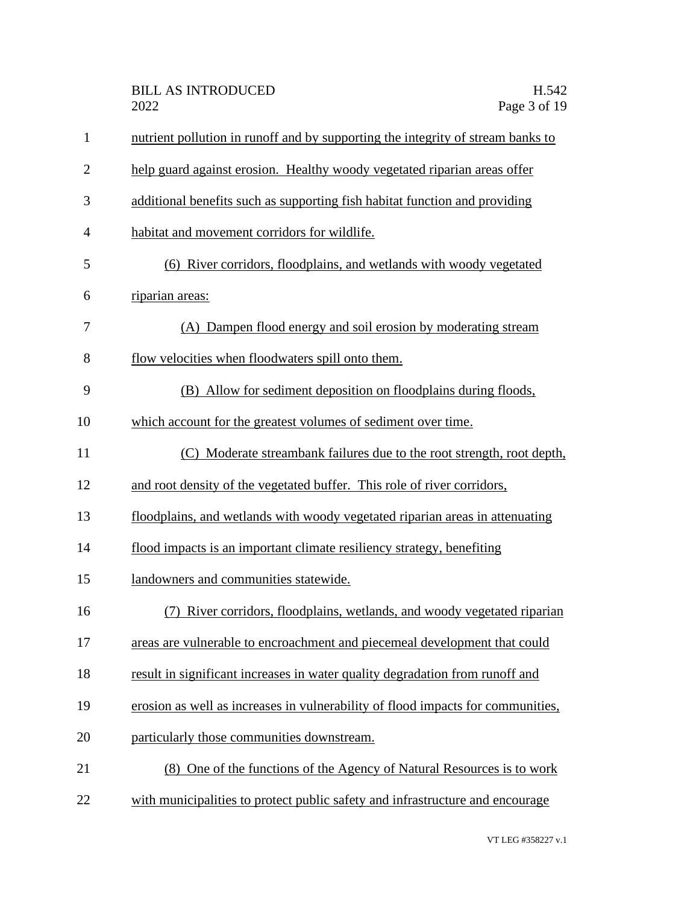nutrient pollution in runoff and by supporting the integrity of stream banks to help guard against erosion. Healthy woody vegetated riparian areas offer additional benefits such as supporting fish habitat function and providing habitat and movement corridors for wildlife.

(6) River corridors, floodplains, and wetlands with woody vegetated riparian areas:

(A) Dampen flood energy and soil erosion by moderating stream flow velocities when floodwaters spill onto them.

(B) Allow for sediment deposition on floodplains during floods, which account for the greatest volumes of sediment over time.

(C) Moderate streambank failures due to the root strength, root depth, and root density of the vegetated buffer. This role of river corridors, floodplains, and wetlands with woody vegetated riparian areas in attenuating flood impacts is an important climate resiliency strategy, benefiting landowners and communities statewide.

(7) River corridors, floodplains, wetlands, and woody vegetated riparian areas are vulnerable to encroachment and piecemeal development that could result in significant increases in water quality degradation from runoff and erosion as well as increases in vulnerability of flood impacts for communities, particularly those communities downstream.

(8) One of the functions of the Agency of Natural Resources is to work with municipalities to protect public safety and infrastructure and encourage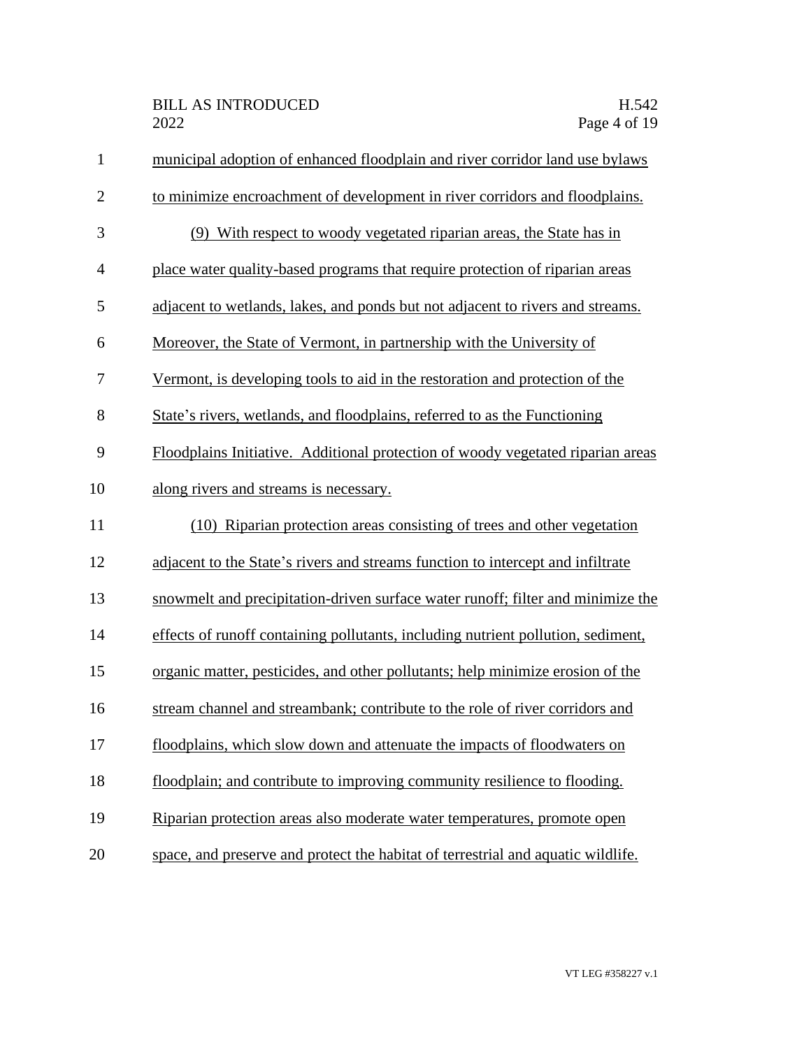municipal adoption of enhanced floodplain and river corridor land use bylaws to minimize encroachment of development in river corridors and floodplains.

(9) With respect to woody vegetated riparian areas, the State has in place water quality-based programs that require protection of riparian areas adjacent to wetlands, lakes, and ponds but not adjacent to rivers and streams. Moreover, the State of Vermont, in partnership with the University of Vermont, is developing tools to aid in the restoration and protection of the State's rivers, wetlands, and floodplains, referred to as the Functioning Floodplains Initiative. Additional protection of woody vegetated riparian areas along rivers and streams is necessary.

(10) Riparian protection areas consisting of trees and other vegetation adjacent to the State's rivers and streams function to intercept and infiltrate snowmelt and precipitation-driven surface water runoff; filter and minimize the effects of runoff containing pollutants, including nutrient pollution, sediment, organic matter, pesticides, and other pollutants; help minimize erosion of the stream channel and streambank; contribute to the role of river corridors and floodplains, which slow down and attenuate the impacts of floodwaters on floodplain; and contribute to improving community resilience to flooding. Riparian protection areas also moderate water temperatures, promote open space, and preserve and protect the habitat of terrestrial and aquatic wildlife.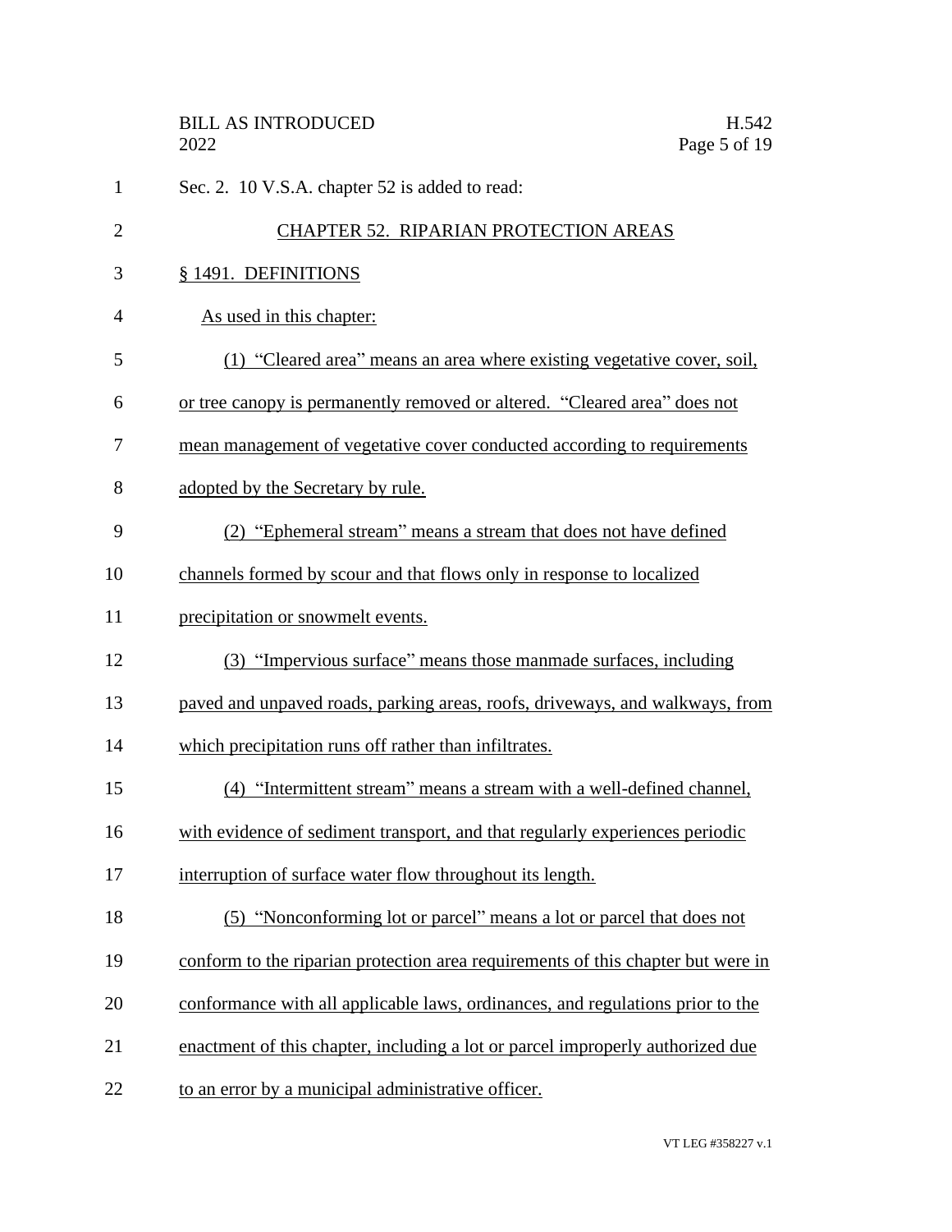Sec. 2. 10 V.S.A. chapter 52 is added to read:

## CHAPTER 52. RIPARIAN PROTECTION AREAS

### § 1491. DEFINITIONS

As used in this chapter:

(1) "Cleared area" means an area where existing vegetative cover, soil, or tree canopy is permanently removed or altered. "Cleared area" does not mean management of vegetative cover conducted according to requirements adopted by the Secretary by rule.

(2) "Ephemeral stream" means a stream that does not have defined channels formed by scour and that flows only in response to localized precipitation or snowmelt events.

(3) "Impervious surface" means those manmade surfaces, including paved and unpaved roads, parking areas, roofs, driveways, and walkways, from which precipitation runs off rather than infiltrates.

(4) "Intermittent stream" means a stream with a well-defined channel, with evidence of sediment transport, and that regularly experiences periodic interruption of surface water flow throughout its length.

(5) "Nonconforming lot or parcel" means a lot or parcel that does not conform to the riparian protection area requirements of this chapter but were in conformance with all applicable laws, ordinances, and regulations prior to the enactment of this chapter, including a lot or parcel improperly authorized due to an error by a municipal administrative officer.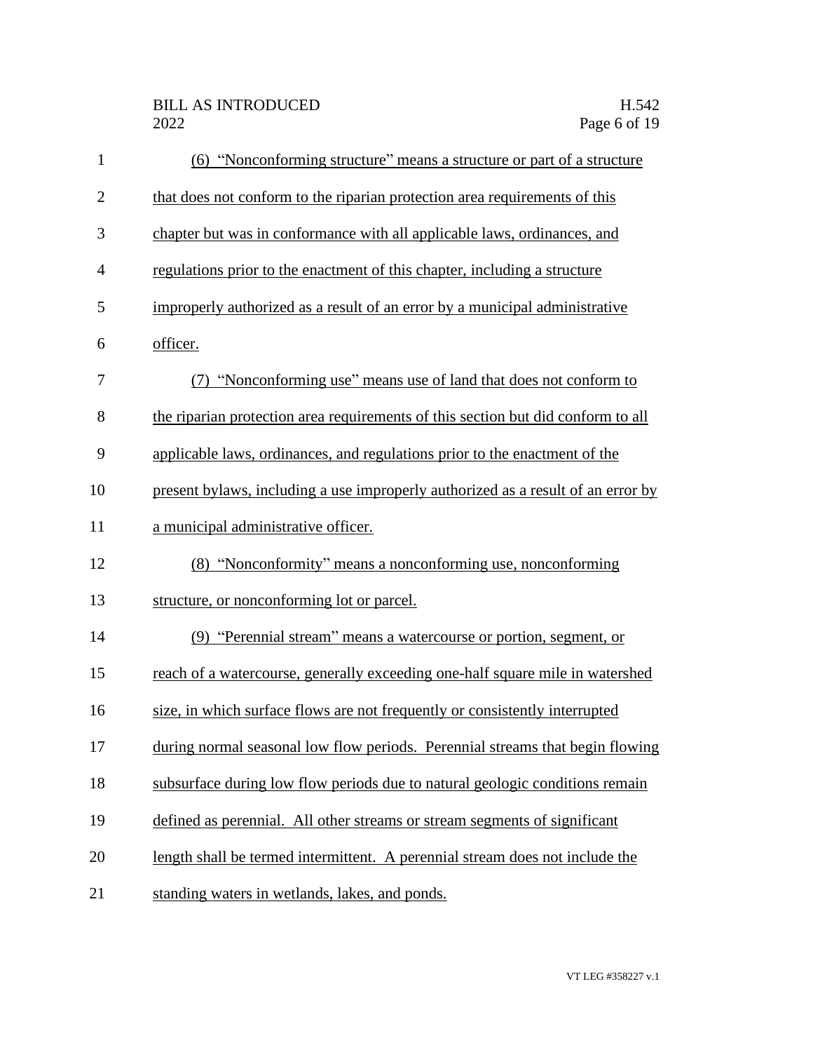(6) "Nonconforming structure" means a structure or part of a structure that does not conform to the riparian protection area requirements of this chapter but was in conformance with all applicable laws, ordinances, and regulations prior to the enactment of this chapter, including a structure improperly authorized as a result of an error by a municipal administrative officer.

(7) "Nonconforming use" means use of land that does not conform to the riparian protection area requirements of this section but did conform to all applicable laws, ordinances, and regulations prior to the enactment of the present bylaws, including a use improperly authorized as a result of an error by a municipal administrative officer.

(8) "Nonconformity" means a nonconforming use, nonconforming structure, or nonconforming lot or parcel.

(9) "Perennial stream" means a watercourse or portion, segment, or reach of a watercourse, generally exceeding one-half square mile in watershed size, in which surface flows are not frequently or consistently interrupted during normal seasonal low flow periods. Perennial streams that begin flowing subsurface during low flow periods due to natural geologic conditions remain defined as perennial. All other streams or stream segments of significant length shall be termed intermittent. A perennial stream does not include the standing waters in wetlands, lakes, and ponds.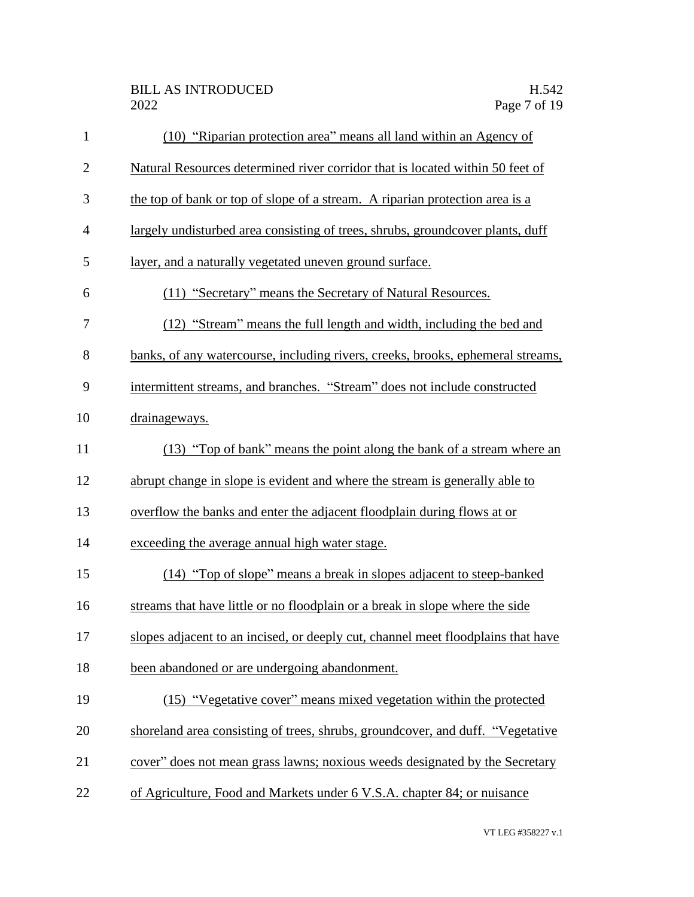(10) "Riparian protection area" means all land within an Agency of Natural Resources determined river corridor that is located within 50 feet of the top of bank or top of slope of a stream. A riparian protection area is a largely undisturbed area consisting of trees, shrubs, groundcover plants, duff layer, and a naturally vegetated uneven ground surface.

(11) "Secretary" means the Secretary of Natural Resources.

(12) "Stream" means the full length and width, including the bed and banks, of any watercourse, including rivers, creeks, brooks, ephemeral streams, intermittent streams, and branches. "Stream" does not include constructed drainageways.

(13) "Top of bank" means the point along the bank of a stream where an abrupt change in slope is evident and where the stream is generally able to overflow the banks and enter the adjacent floodplain during flows at or exceeding the average annual high water stage.

(14) "Top of slope" means a break in slopes adjacent to steep-banked streams that have little or no floodplain or a break in slope where the side slopes adjacent to an incised, or deeply cut, channel meet floodplains that have been abandoned or are undergoing abandonment.

(15) "Vegetative cover" means mixed vegetation within the protected shoreland area consisting of trees, shrubs, groundcover, and duff. "Vegetative cover" does not mean grass lawns; noxious weeds designated by the Secretary of Agriculture, Food and Markets under 6 V.S.A. chapter 84; or nuisance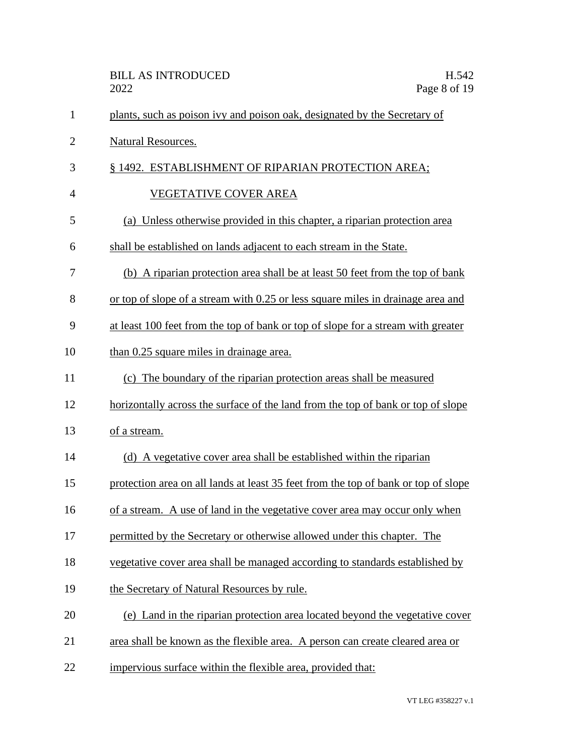plants, such as poison ivy and poison oak, designated by the Secretary of Natural Resources.

§ 1492. ESTABLISHMENT OF RIPARIAN PROTECTION AREA; VEGETATIVE COVER AREA

(a) Unless otherwise provided in this chapter, a riparian protection area shall be established on lands adjacent to each stream in the State.

(b) A riparian protection area shall be at least 50 feet from the top of bank or top of slope of a stream with 0.25 or less square miles in drainage area and at least 100 feet from the top of bank or top of slope for a stream with greater than 0.25 square miles in drainage area.

(c) The boundary of the riparian protection areas shall be measured horizontally across the surface of the land from the top of bank or top of slope of a stream.

(d) A vegetative cover area shall be established within the riparian protection area on all lands at least 35 feet from the top of bank or top of slope of a stream. A use of land in the vegetative cover area may occur only when permitted by the Secretary or otherwise allowed under this chapter. The vegetative cover area shall be managed according to standards established by the Secretary of Natural Resources by rule.

(e) Land in the riparian protection area located beyond the vegetative cover area shall be known as the flexible area. A person can create cleared area or impervious surface within the flexible area, provided that: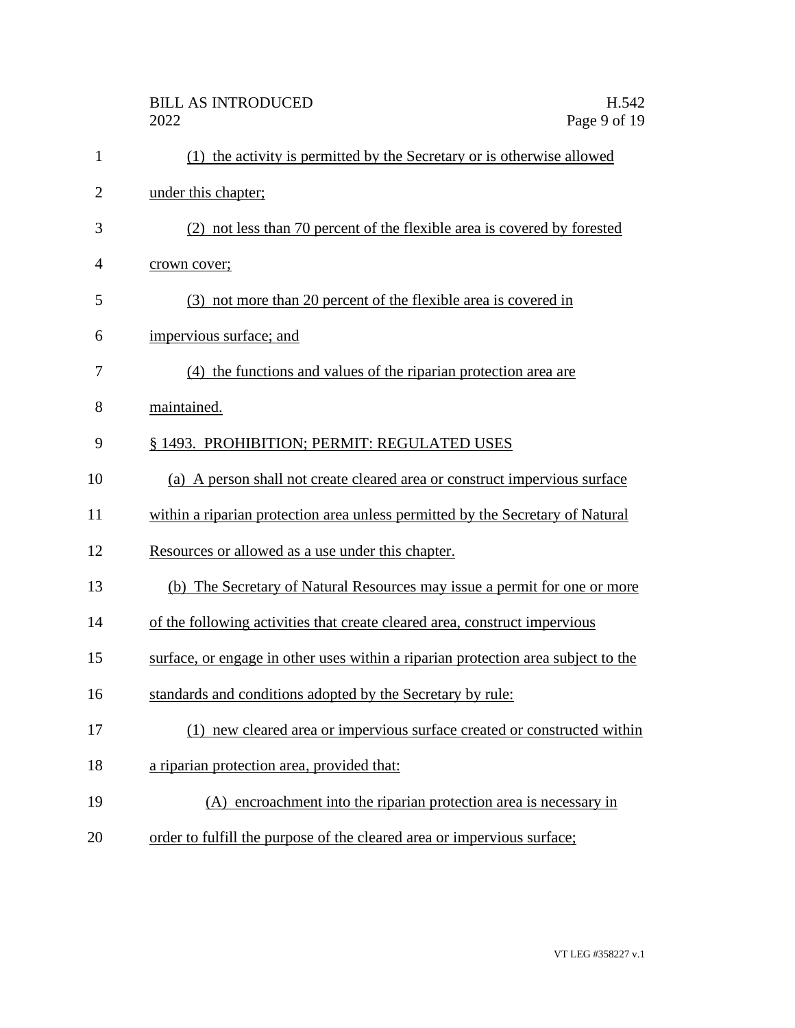(1) the activity is permitted by the Secretary or is otherwise allowed under this chapter;

(2) not less than 70 percent of the flexible area is covered by forested crown cover;

(3) not more than 20 percent of the flexible area is covered in impervious surface; and

(4) the functions and values of the riparian protection area are maintained.

§ 1493. PROHIBITION; PERMIT: REGULATED USES

(a) A person shall not create cleared area or construct impervious surface within a riparian protection area unless permitted by the Secretary of Natural Resources or allowed as a use under this chapter.

(b) The Secretary of Natural Resources may issue a permit for one or more of the following activities that create cleared area, construct impervious surface, or engage in other uses within a riparian protection area subject to the standards and conditions adopted by the Secretary by rule:

(1) new cleared area or impervious surface created or constructed within a riparian protection area, provided that:

(A) encroachment into the riparian protection area is necessary in order to fulfill the purpose of the cleared area or impervious surface;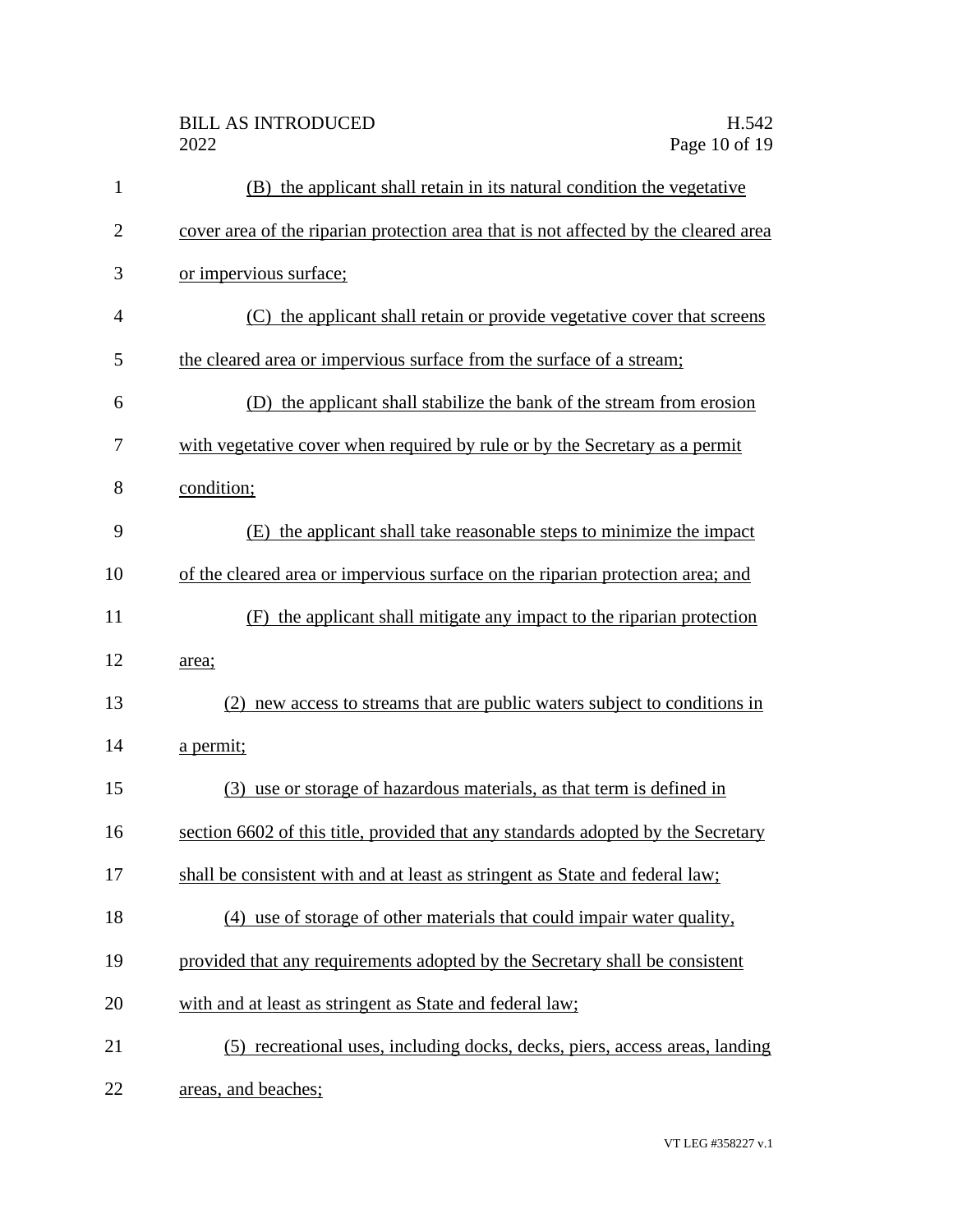(B) the applicant shall retain in its natural condition the vegetative cover area of the riparian protection area that is not affected by the cleared area or impervious surface;

(C) the applicant shall retain or provide vegetative cover that screens the cleared area or impervious surface from the surface of a stream;

(D) the applicant shall stabilize the bank of the stream from erosion with vegetative cover when required by rule or by the Secretary as a permit condition;

(E) the applicant shall take reasonable steps to minimize the impact of the cleared area or impervious surface on the riparian protection area; and

(F) the applicant shall mitigate any impact to the riparian protection area;

(2) new access to streams that are public waters subject to conditions in a permit;

(3) use or storage of hazardous materials, as that term is defined in section 6602 of this title, provided that any standards adopted by the Secretary shall be consistent with and at least as stringent as State and federal law;

(4) use of storage of other materials that could impair water quality, provided that any requirements adopted by the Secretary shall be consistent with and at least as stringent as State and federal law;

(5) recreational uses, including docks, decks, piers, access areas, landing areas, and beaches;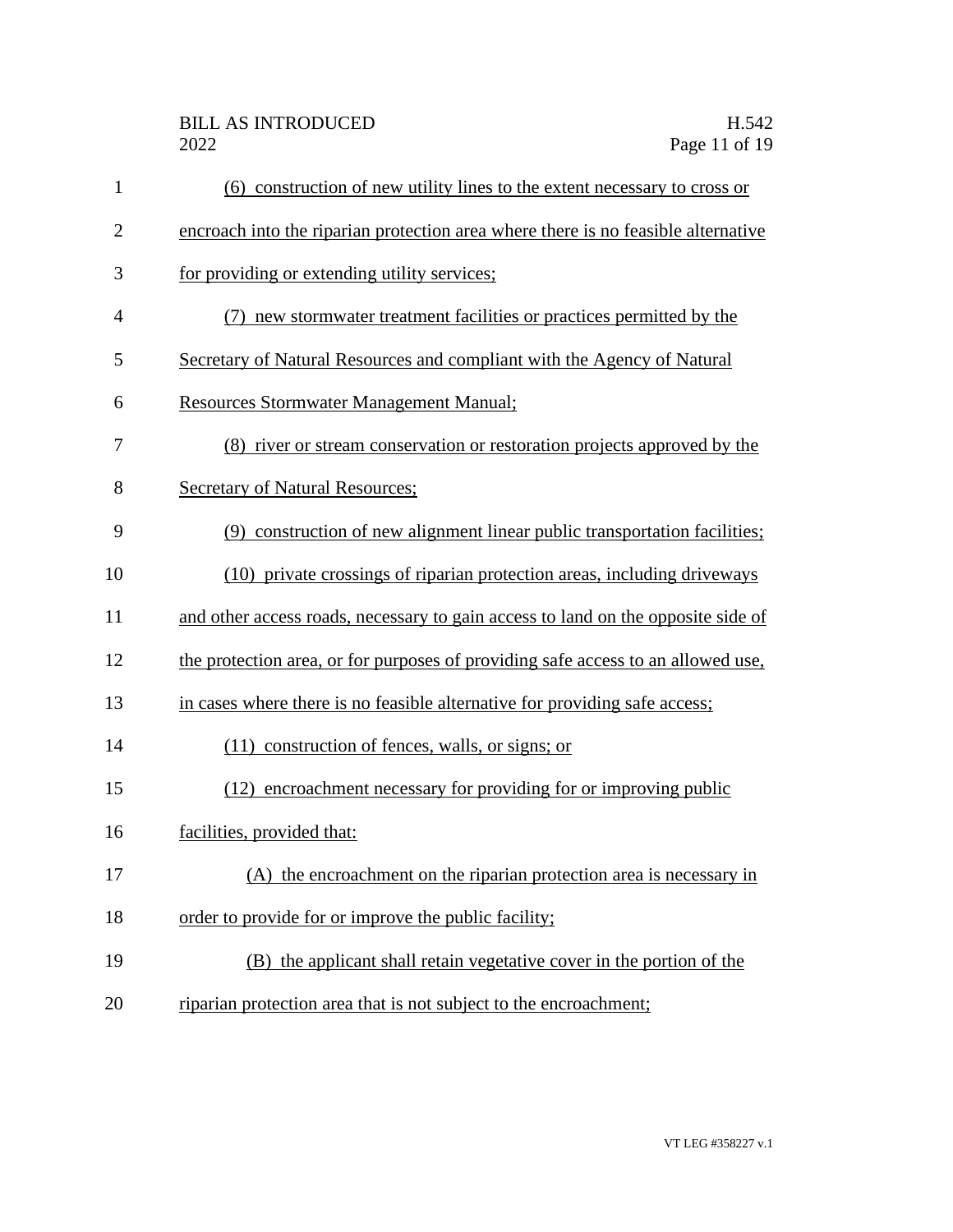(6) construction of new utility lines to the extent necessary to cross or encroach into the riparian protection area where there is no feasible alternative for providing or extending utility services;

(7) new stormwater treatment facilities or practices permitted by the Secretary of Natural Resources and compliant with the Agency of Natural Resources Stormwater Management Manual;

(8) river or stream conservation or restoration projects approved by the Secretary of Natural Resources;

(9) construction of new alignment linear public transportation facilities;

(10) private crossings of riparian protection areas, including driveways and other access roads, necessary to gain access to land on the opposite side of the protection area, or for purposes of providing safe access to an allowed use, in cases where there is no feasible alternative for providing safe access;

(11) construction of fences, walls, or signs; or

(12) encroachment necessary for providing for or improving public facilities, provided that:

(A) the encroachment on the riparian protection area is necessary in order to provide for or improve the public facility;

(B) the applicant shall retain vegetative cover in the portion of the riparian protection area that is not subject to the encroachment;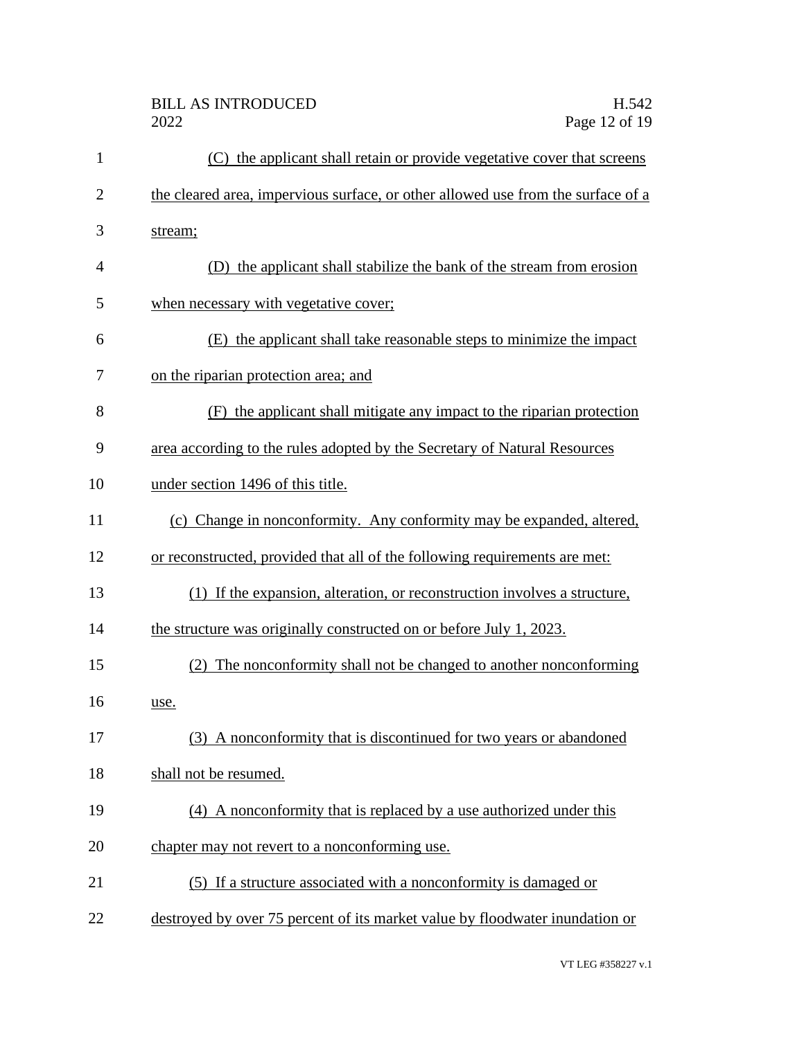(C) the applicant shall retain or provide vegetative cover that screens the cleared area, impervious surface, or other allowed use from the surface of a stream;

(D) the applicant shall stabilize the bank of the stream from erosion when necessary with vegetative cover;

(E) the applicant shall take reasonable steps to minimize the impact on the riparian protection area; and

(F) the applicant shall mitigate any impact to the riparian protection area according to the rules adopted by the Secretary of Natural Resources under section 1496 of this title.

(c) Change in nonconformity. Any conformity may be expanded, altered, or reconstructed, provided that all of the following requirements are met:

(1) If the expansion, alteration, or reconstruction involves a structure, the structure was originally constructed on or before July 1, 2023.

(2) The nonconformity shall not be changed to another nonconforming use.

(3) A nonconformity that is discontinued for two years or abandoned shall not be resumed.

(4) A nonconformity that is replaced by a use authorized under this chapter may not revert to a nonconforming use.

(5) If a structure associated with a nonconformity is damaged or destroyed by over 75 percent of its market value by floodwater inundation or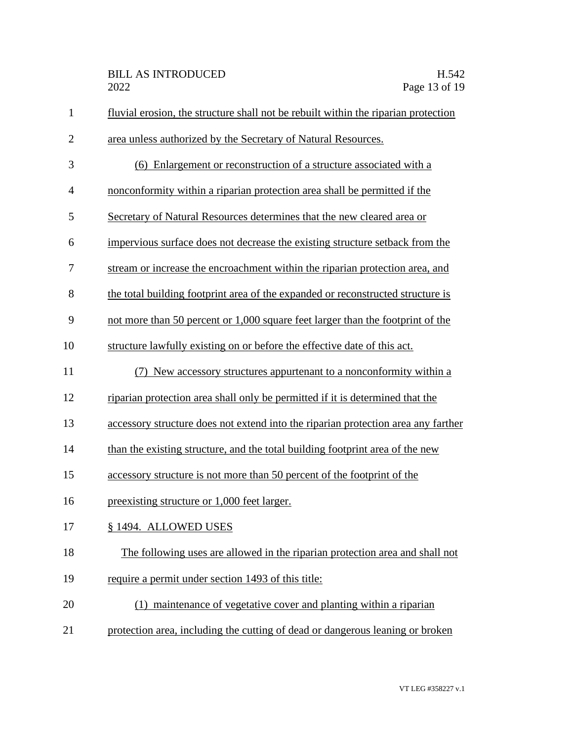fluvial erosion, the structure shall not be rebuilt within the riparian protection area unless authorized by the Secretary of Natural Resources.

(6) Enlargement or reconstruction of a structure associated with a nonconformity within a riparian protection area shall be permitted if the Secretary of Natural Resources determines that the new cleared area or impervious surface does not decrease the existing structure setback from the stream or increase the encroachment within the riparian protection area, and the total building footprint area of the expanded or reconstructed structure is not more than 50 percent or 1,000 square feet larger than the footprint of the structure lawfully existing on or before the effective date of this act.

(7) New accessory structures appurtenant to a nonconformity within a riparian protection area shall only be permitted if it is determined that the accessory structure does not extend into the riparian protection area any farther than the existing structure, and the total building footprint area of the new accessory structure is not more than 50 percent of the footprint of the preexisting structure or 1,000 feet larger.

§ 1494. ALLOWED USES

The following uses are allowed in the riparian protection area and shall not require a permit under section 1493 of this title:

(1) maintenance of vegetative cover and planting within a riparian protection area, including the cutting of dead or dangerous leaning or broken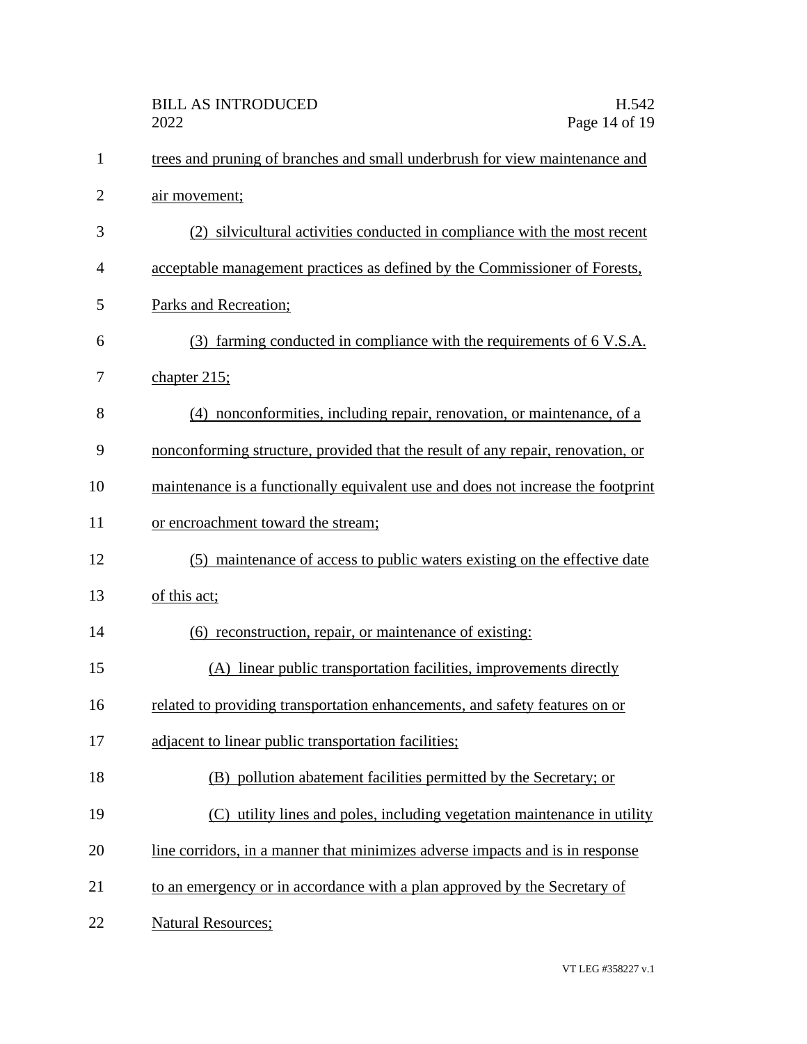trees and pruning of branches and small underbrush for view maintenance and air movement;

(2) silvicultural activities conducted in compliance with the most recent acceptable management practices as defined by the Commissioner of Forests, Parks and Recreation;

(3) farming conducted in compliance with the requirements of 6 V.S.A. chapter 215;

(4) nonconformities, including repair, renovation, or maintenance, of a nonconforming structure, provided that the result of any repair, renovation, or maintenance is a functionally equivalent use and does not increase the footprint or encroachment toward the stream;

(5) maintenance of access to public waters existing on the effective date of this act;

(6) reconstruction, repair, or maintenance of existing:

(A) linear public transportation facilities, improvements directly related to providing transportation enhancements, and safety features on or adjacent to linear public transportation facilities;

(B) pollution abatement facilities permitted by the Secretary; or

(C) utility lines and poles, including vegetation maintenance in utility line corridors, in a manner that minimizes adverse impacts and is in response to an emergency or in accordance with a plan approved by the Secretary of Natural Resources;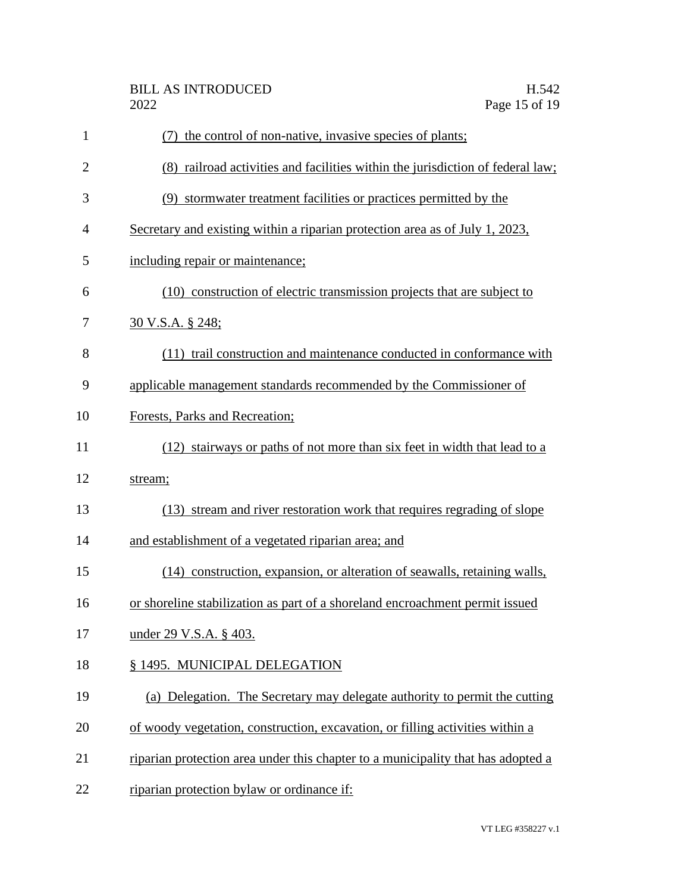(7) the control of non-native, invasive species of plants;

(8) railroad activities and facilities within the jurisdiction of federal law;

(9) stormwater treatment facilities or practices permitted by the Secretary and existing within a riparian protection area as of July 1, 2023, including repair or maintenance;

(10) construction of electric transmission projects that are subject to 30 V.S.A. § 248;

(11) trail construction and maintenance conducted in conformance with applicable management standards recommended by the Commissioner of Forests, Parks and Recreation;

(12) stairways or paths of not more than six feet in width that lead to a stream;

(13) stream and river restoration work that requires regrading of slope and establishment of a vegetated riparian area; and

(14) construction, expansion, or alteration of seawalls, retaining walls, or shoreline stabilization as part of a shoreland encroachment permit issued under 29 V.S.A. § 403.

§ 1495. MUNICIPAL DELEGATION

(a) Delegation. The Secretary may delegate authority to permit the cutting of woody vegetation, construction, excavation, or filling activities within a riparian protection area under this chapter to a municipality that has adopted a riparian protection bylaw or ordinance if: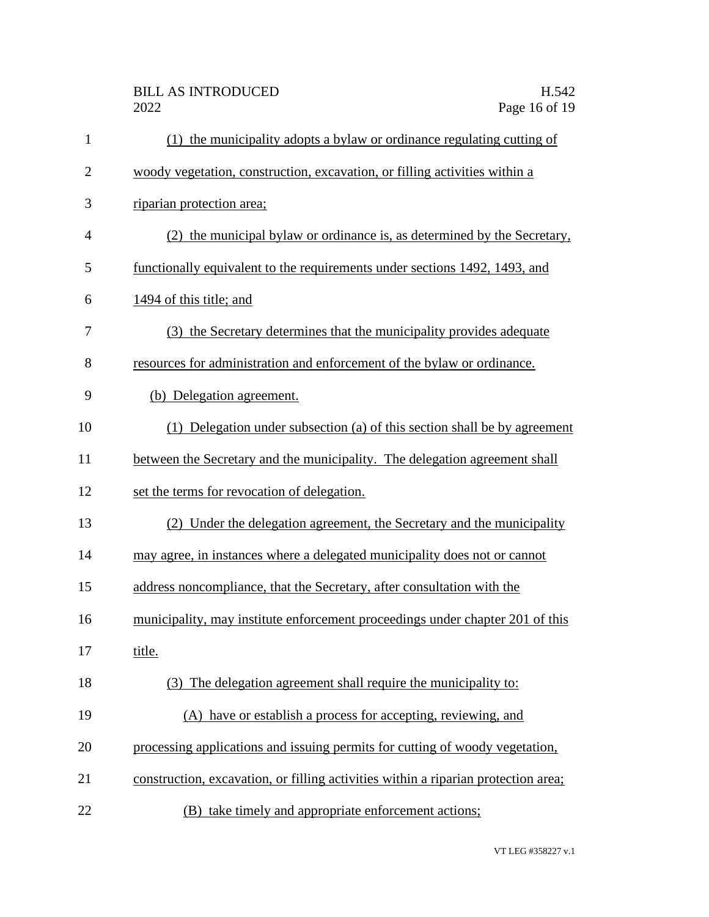(1) the municipality adopts a bylaw or ordinance regulating cutting of woody vegetation, construction, excavation, or filling activities within a riparian protection area;

(2) the municipal bylaw or ordinance is, as determined by the Secretary, functionally equivalent to the requirements under sections 1492, 1493, and 1494 of this title; and

(3) the Secretary determines that the municipality provides adequate resources for administration and enforcement of the bylaw or ordinance.

(b) Delegation agreement.

(1) Delegation under subsection (a) of this section shall be by agreement between the Secretary and the municipality. The delegation agreement shall set the terms for revocation of delegation.

(2) Under the delegation agreement, the Secretary and the municipality may agree, in instances where a delegated municipality does not or cannot address noncompliance, that the Secretary, after consultation with the municipality, may institute enforcement proceedings under chapter 201 of this title.

(3) The delegation agreement shall require the municipality to:

(A) have or establish a process for accepting, reviewing, and processing applications and issuing permits for cutting of woody vegetation, construction, excavation, or filling activities within a riparian protection area;

(B) take timely and appropriate enforcement actions;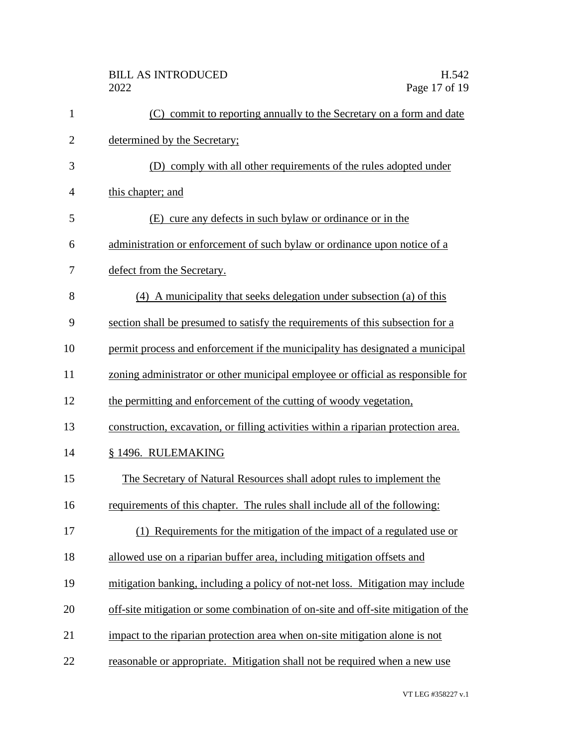(C) commit to reporting annually to the Secretary on a form and date determined by the Secretary;

(D) comply with all other requirements of the rules adopted under this chapter; and

(E) cure any defects in such bylaw or ordinance or in the administration or enforcement of such bylaw or ordinance upon notice of a defect from the Secretary.

(4) A municipality that seeks delegation under subsection (a) of this section shall be presumed to satisfy the requirements of this subsection for a permit process and enforcement if the municipality has designated a municipal zoning administrator or other municipal employee or official as responsible for the permitting and enforcement of the cutting of woody vegetation, construction, excavation, or filling activities within a riparian protection area.

§ 1496. RULEMAKING

The Secretary of Natural Resources shall adopt rules to implement the requirements of this chapter. The rules shall include all of the following:

(1) Requirements for the mitigation of the impact of a regulated use or allowed use on a riparian buffer area, including mitigation offsets and mitigation banking, including a policy of not-net loss. Mitigation may include off-site mitigation or some combination of on-site and off-site mitigation of the impact to the riparian protection area when on-site mitigation alone is not reasonable or appropriate. Mitigation shall not be required when a new use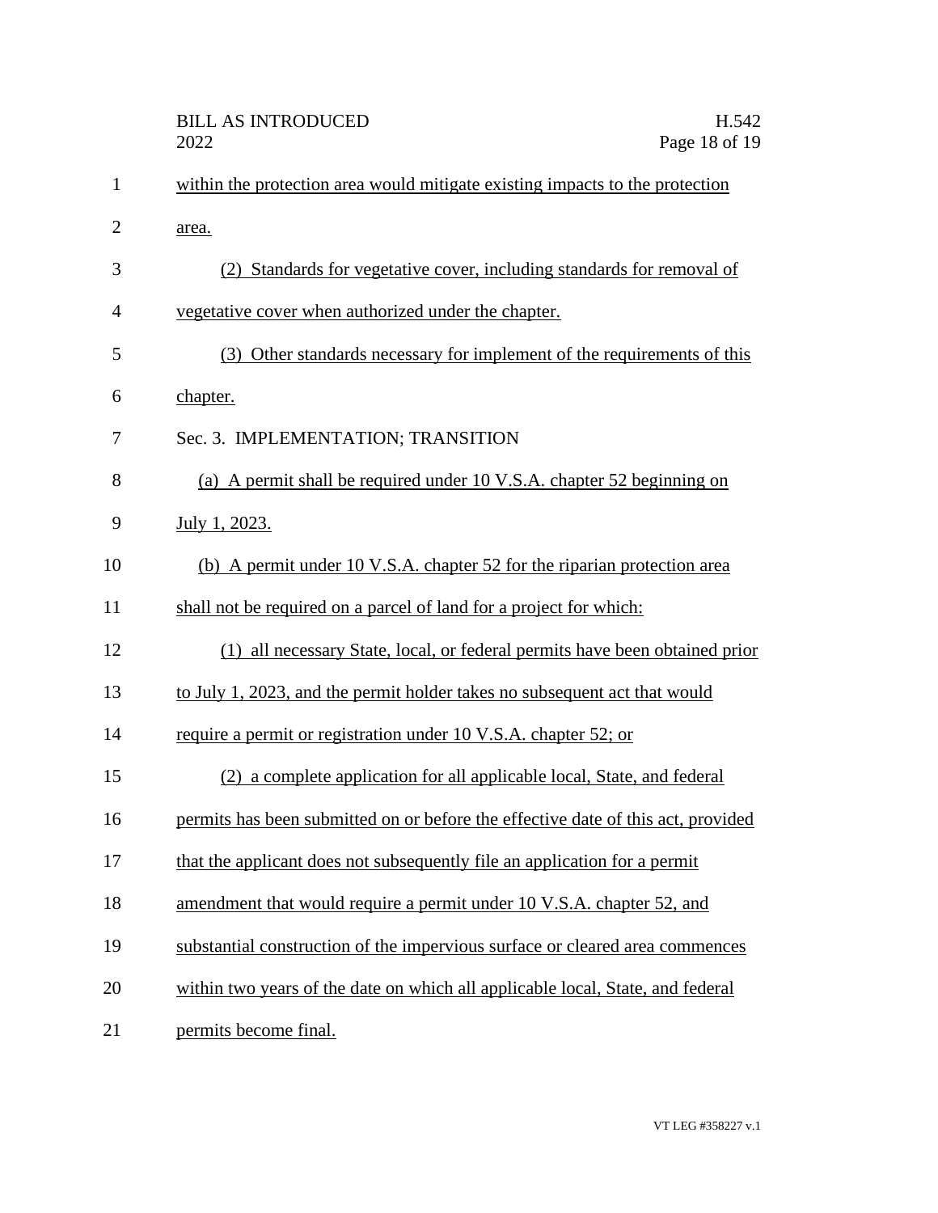within the protection area would mitigate existing impacts to the protection area.

(2) Standards for vegetative cover, including standards for removal of vegetative cover when authorized under the chapter.

(3) Other standards necessary for implement of the requirements of this chapter.

Sec. 3. IMPLEMENTATION; TRANSITION

(a) A permit shall be required under 10 V.S.A. chapter 52 beginning on July 1, 2023.

(b) A permit under 10 V.S.A. chapter 52 for the riparian protection area shall not be required on a parcel of land for a project for which:

(1) all necessary State, local, or federal permits have been obtained prior to July 1, 2023, and the permit holder takes no subsequent act that would require a permit or registration under 10 V.S.A. chapter 52; or

(2) a complete application for all applicable local, State, and federal permits has been submitted on or before the effective date of this act, provided that the applicant does not subsequently file an application for a permit amendment that would require a permit under 10 V.S.A. chapter 52, and substantial construction of the impervious surface or cleared area commences within two years of the date on which all applicable local, State, and federal permits become final.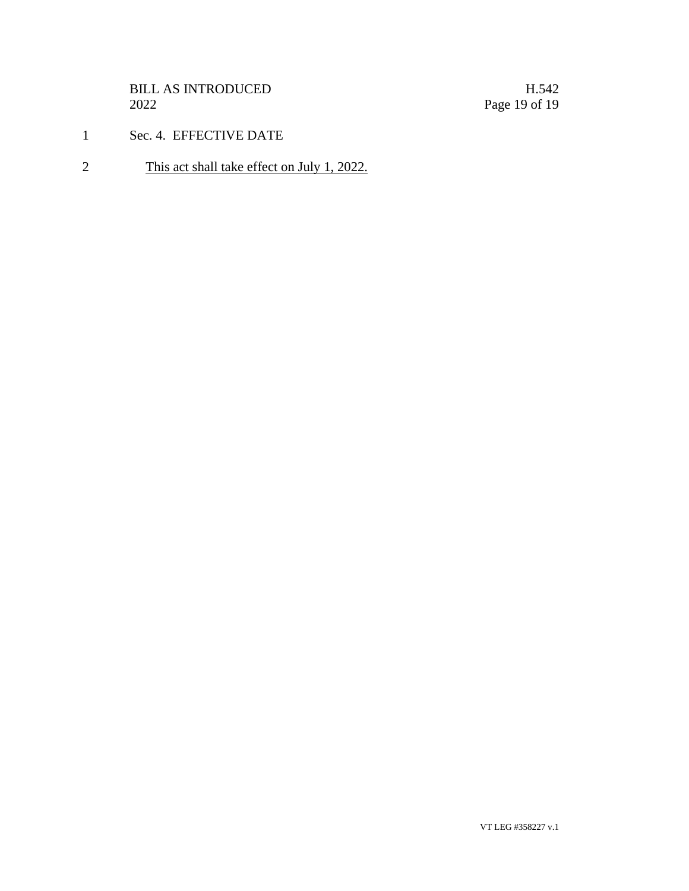Sec. 4. EFFECTIVE DATE

This act shall take effect on July 1, 2022.